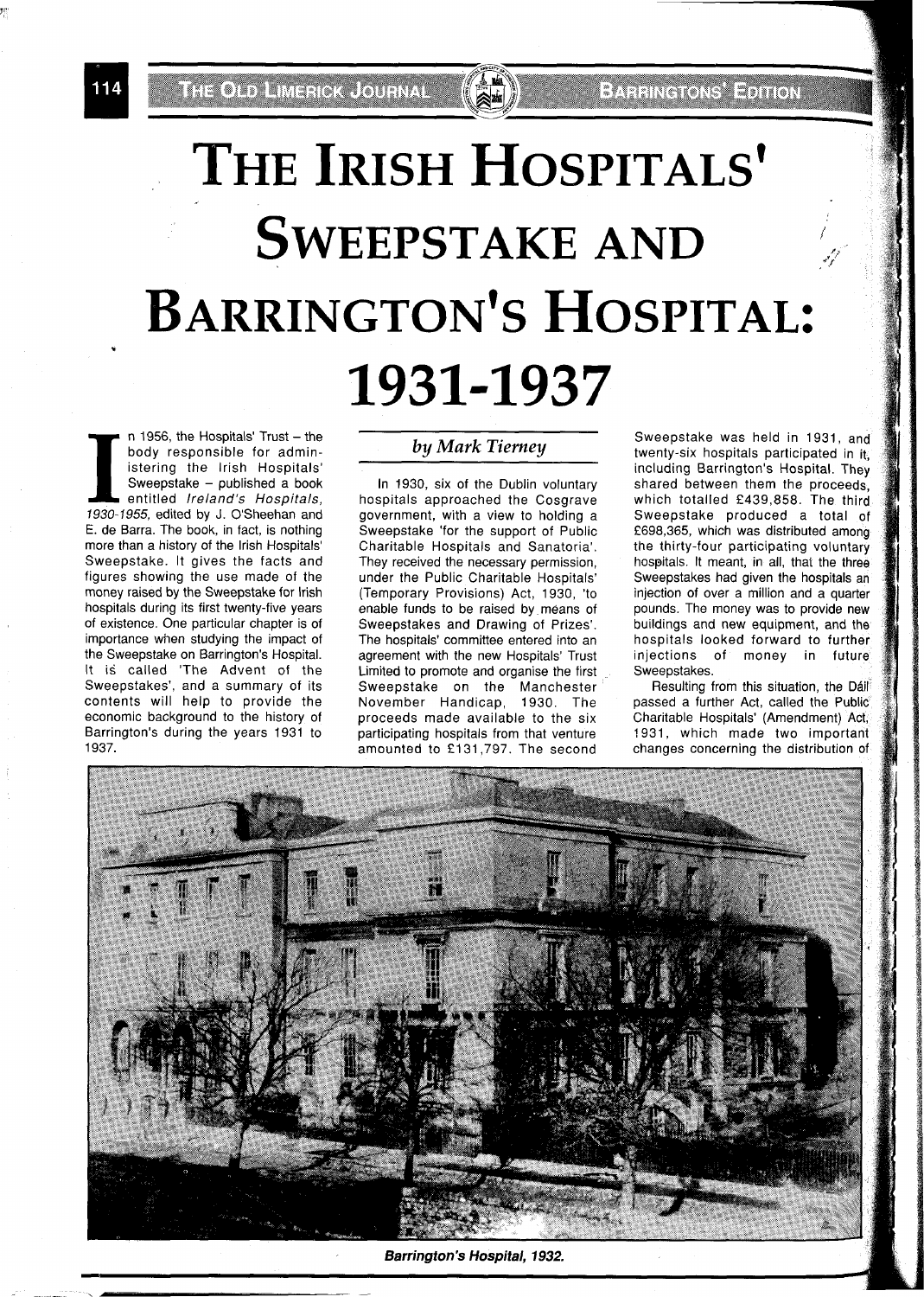# The Irish Hospitals' Sweepstake and Barrington's Hospital: 1931-1937

*by Mark Tierney*

In 1956, the Hospitals' Trust – the body responsible for administering the Irish Hospitals' Sweepstake – published a book entitled *Ireland's Hospitals, 1930-1955*, edited by J. O'Sheehan and E. de Barra. The book, in fact, is nothing more than a history of the Irish Hospitals' Sweepstake. It gives the facts and figures showing the use made of the money raised by the Sweepstake for Irish hospitals during its first twenty-five years of existence. One particular chapter is of importance when studying the impact of the Sweepstake on Barrington's Hospital. It is called 'The Advent of the Sweepstakes', and a summary of its contents will help to provide the economic background to the history of Barrington's during the years 1931 to 1937.

In 1930, six of the Dublin voluntary hospitals approached the Cosgrave government, with a view to holding a Sweepstake 'for the support of Public Charitable Hospitals and Sanatoria'. They received the necessary permission, under the Public Charitable Hospitals' (Temporary Provisions) Act, 1930, 'to enable funds to be raised by means of Sweepstakes and Drawing of Prizes'. The hospitals' committee entered into an agreement with the new Hospitals' Trust Limited to promote and organise the first Sweepstake on the Manchester November Handicap, 1930. The proceeds made available to the six participating hospitals from that venture amounted to £131,797. The second Sweepstake was held in 1931, and twenty-six hospitals participated in it, including Barrington's Hospital. They shared between them the proceeds, which totalled £439,858. The third Sweepstake produced a total of £698,365, which was distributed among the thirty-four participating voluntary hospitals. It meant, in all, that the three Sweepstakes had given the hospitals an injection of over a million and a quarter pounds. The money was to provide new buildings and new equipment, and the hospitals looked forward to further injections of money in future Sweepstakes.

Resulting from this situation, the Dáil passed a further Act, called the Public Charitable Hospitals' (Amendment) Act, 1931, which made two important changes concerning the distribution of

**Barrington's Hospital, 1932.**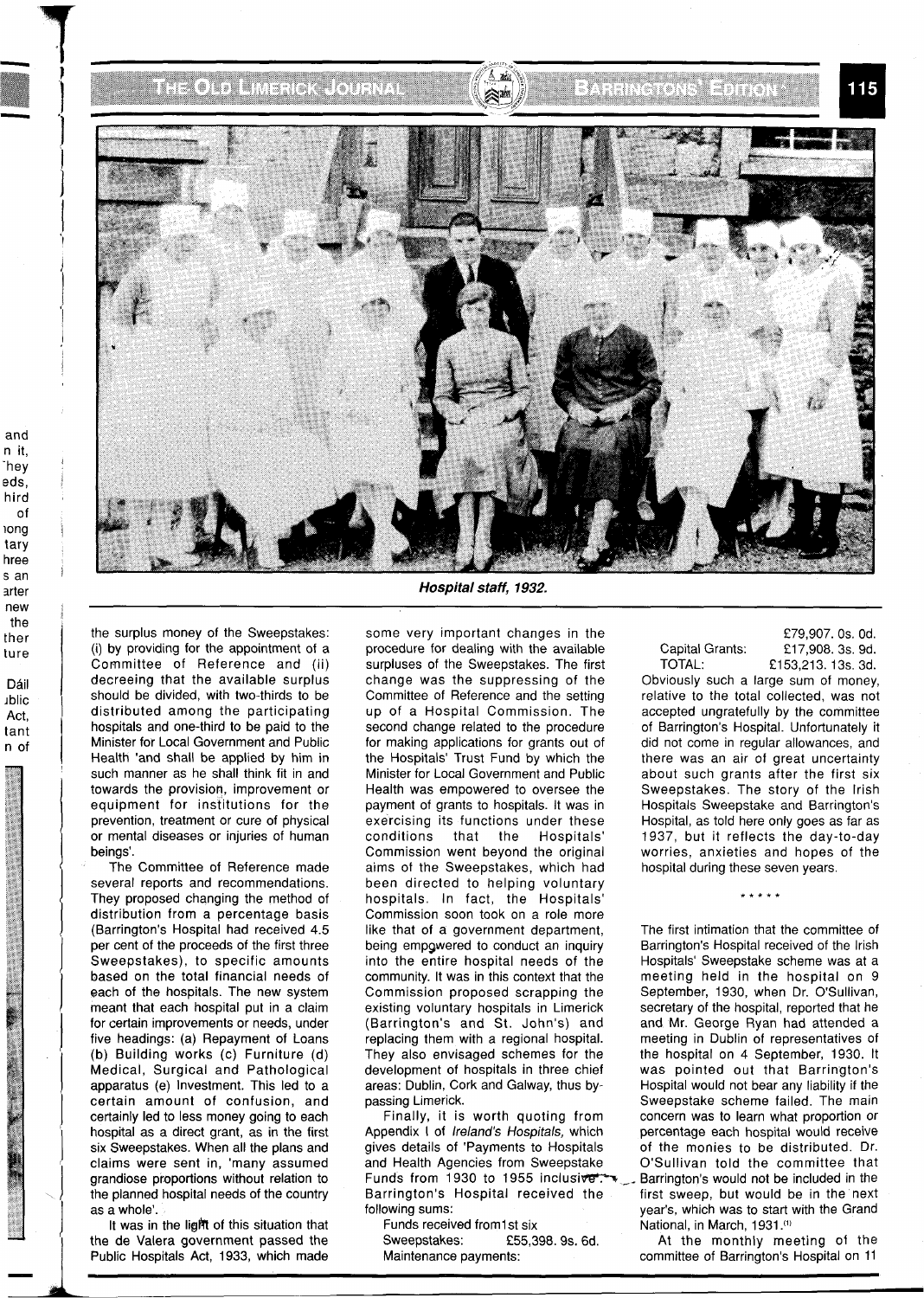*Hospital staff, 1932.*

the surplus money of the Sweepstakes: (i) by providing for the appointment of a Committee of Reference and (ii) decreeing that the available surplus should be divided, with two-thirds to be distributed among the participating hospitals and one-third to be paid to the Minister for Local Government and Public Health 'and shall be applied by him in such manner as he shall think fit in and towards the provision, improvement or equipment for institutions for the prevention, treatment or cure of physical or mental diseases or injuries of human beings'.

The Committee of Reference made several reports and recommendations. They proposed changing the method of distribution from a percentage basis (Barrington's Hospital had received 4.5 per cent of the proceeds of the first three Sweepstakes), to specific amounts based on the total financial needs of each of the hospitals. The new system meant that each hospital put in a claim for certain improvements or needs, under five headings: (a) Repayment of Loans (b) Building works (c) Furniture (d) Medical, Surgical and Pathological apparatus (e) Investment. This led to a certain amount of confusion, and certainly led to less money going to each hospital as a direct grant, as in the first six Sweepstakes. When all the plans and claims were sent in, 'many assumed grandiose proportions without relation to the planned hospital needs of the country as a whole'.

It was in the light of this situation that the de Valera government passed the Public Hospitals Act, 1933, which made some very important changes in the procedure for dealing with the available surpluses of the Sweepstakes. The first change was the suppressing of the Committee of Reference and the setting up of a Hospital Commission. The second change related to the procedure for making applications for grants out of the Hospitals' Trust Fund by which the Minister for Local Government and Public Health was empowered to oversee the payment of grants to hospitals. It was in exercising its functions under these conditions that the Hospitals' Commission went beyond the original aims of the Sweepstakes, which had been directed to helping voluntary hospitals. In fact, the Hospitals' Commission soon took on a role more like that of a government department, being empowered to conduct an inquiry into the entire hospital needs of the community. It was in this context that the Commission proposed scrapping the existing voluntary hospitals in Limerick (Barrington's and St. John's) and replacing them with a regional hospital. They also envisaged schemes for the development of hospitals in three chief areas: Dublin, Cork and Galway, thus by-passing Limerick.

Finally, it is worth quoting from Appendix I of *Ireland's Hospitals,* which gives details of 'Payments to Hospitals and Health Agencies from Sweepstake Funds from 1930 to 1955 inclusive'. Barrington's Hospital received the following sums:

| | |
|---|---|
| Funds received from1st six Sweepstakes: | £55,398. 9s. 6d. |
| Maintenance payments: | £79,907. 0s. 0d. |
| Capital Grants: | £17,908. 3s. 9d. |
| TOTAL: | £153,213. 13s. 3d. |

Obviously such a large sum of money, relative to the total collected, was not accepted ungratefully by the committee of Barrington's Hospital. Unfortunately it did not come in regular allowances, and there was an air of great uncertainty about such grants after the first six Sweepstakes. The story of the Irish Hospitals Sweepstake and Barrington's Hospital, as told here only goes as far as 1937, but it reflects the day-to-day worries, anxieties and hopes of the hospital during these seven years.

\* \* \* \* \*

The first intimation that the committee of Barrington's Hospital received of the Irish Hospitals' Sweepstake scheme was at a meeting held in the hospital on 9 September, 1930, when Dr. O'Sullivan, secretary of the hospital, reported that he and Mr. George Ryan had attended a meeting in Dublin of representatives of the hospital on 4 September, 1930. It was pointed out that Barrington's Hospital would not bear any liability if the Sweepstake scheme failed. The main concern was to learn what proportion or percentage each hospital would receive of the monies to be distributed. Dr. O'Sullivan told the committee that Barrington's would not be included in the first sweep, but would be in the next year's, which was to start with the Grand National, in March, 1931.[1]

At the monthly meeting of the committee of Barrington's Hospital on 11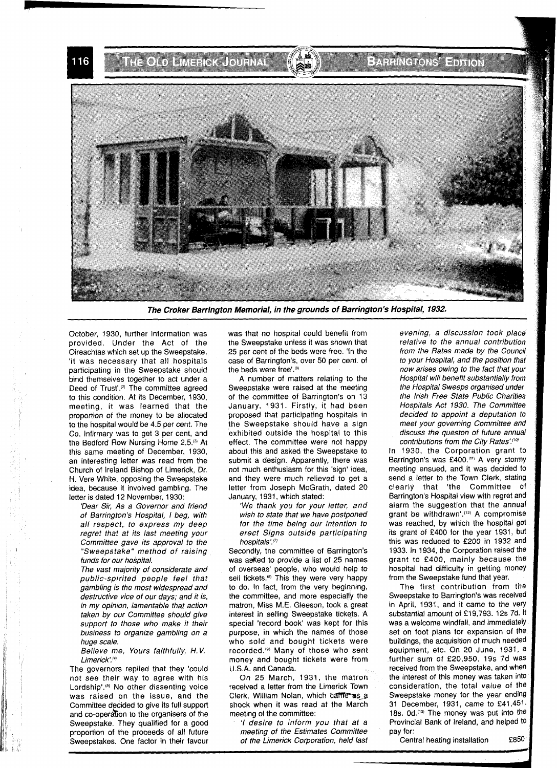*The Croker Barrington Memorial, in the grounds of Barrington's Hospital, 1932.*

October, 1930, further information was provided. Under the Act of the Oireachtas which set up the Sweepstake, 'it was necessary that all hospitals participating in the Sweepstake should bind themselves together to act under a Deed of Trust'.[2] The committee agreed to this condition. At its December, 1930, meeting, it was learned that the proportion of the money to be allocated to the hospital would be 4.5 per cent. The Co. Infirmary was to get 3 per cent, and the Bedford Row Nursing Home 2.5.[3] At this same meeting of December, 1930, an interesting letter was read from the Church of Ireland Bishop of Limerick, Dr. H. Vere White, opposing the Sweepstake idea, because it involved gambling. The letter is dated 12 November, 1930:

> *'Dear Sir, As a Governor and friend of Barrington's Hospital, I beg, with all respect, to express my deep regret that at its last meeting your Committee gave its approval to the "Sweepstake" method of raising funds for our hospital.*
>
> *The vast majority of considerate and public-spirited people feel that gambling is the most widespread and destructive vice of our days; and it is, in my opinion, lamentable that action taken by our Committee should give support to those who make it their business to organize gambling on a huge scale.*
>
> *Believe me, Yours faithfully, H.V. Limerick'.*[4]

The governors replied that they 'could not see their way to agree with his Lordship'.[5] No other dissenting voice was raised on the issue, and the Committee decided to give its full support and co-operation to the organisers of the Sweepstake. They qualified for a good proportion of the proceeds of all future Sweepstakes. One factor in their favour was that no hospital could benefit from the Sweepstake unless it was shown that 25 per cent of the beds were free. 'In the case of Barrington's, over 50 per cent. of the beds were free'.[6]

A number of matters relating to the Sweepstake were raised at the meeting of the committee of Barrington's on 13 January, 1931. Firstly, it had been proposed that participating hospitals in the Sweepstake should have a sign exhibited outside the hospital to this effect. The committee were not happy about this and asked the Sweepstake to submit a design. Apparently, there was not much enthusiasm for this 'sign' idea, and they were much relieved to get a letter from Joseph McGrath, dated 20 January, 1931, which stated:

> *'We thank you for your letter, and wish to state that we have postponed for the time being our intention to erect Signs outside participating hospitals'.*[7]

Secondly, the committee of Barrington's was asked to provide a list of 25 names of overseas' people, who would help to sell tickets.[8] This they were very happy to do. In fact, from the very beginning, the committee, and more especially the matron, Miss M.E. Gleeson, took a great interest in selling Sweepstake tickets. A special 'record book' was kept for this purpose, in which the names of those who sold and bought tickets were recorded.[9] Many of those who sent money and bought tickets were from U.S.A. and Canada.

On 25 March, 1931, the matron received a letter from the Limerick Town Clerk, William Nolan, which came as a shock when it was read at the March meeting of the committee:

> *'I desire to inform you that at a meeting of the Estimates Committee of the Limerick Corporation, held last evening, a discussion took place relative to the annual contribution from the Rates made by the Council to your Hospital, and the position that now arises owing to the fact that your Hospital will benefit substantially from the Hospital Sweeps organised under the Irish Free State Public Charities Hospitals Act 1930. The Committee decided to appoint a deputation to meet your governing Committee and discuss the queston of future annual contributions from the City Rates'.*[10]

In 1930, the Corporation grant to Barrington's was £400.[11] A very stormy meeting ensued, and it was decided to send a letter to the Town Clerk, stating clearly that 'the Committee of Barrington's Hospital view with regret and alarm the suggestion that the annual grant be withdrawn'.[12] A compromise was reached, by which the hospital got its grant of £400 for the year 1931, but this was reduced to £200 in 1932 and 1933. In 1934, the Corporation raised the grant to £400, mainly because the hospital had difficulty in getting money from the Sweepstake fund that year.

The first contribution from the Sweepstake to Barrington's was received in April, 1931, and it came to the very substantial amount of £19,793. 12s 7d. It was a welcome windfall, and immediately set on foot plans for expansion of the buildings, the acquisition of much needed equipment, etc. On 20 June, 1931, a further sum of £20,950. 19s 7d was received from the Sweepstake, and when the interest of this money was taken into consideration, the total value of the Sweepstake money for the year ending 31 December, 1931, came to £41,451. 18s. 0d.[13] The money was put into the Provincial Bank of Ireland, and helped to pay for:

Central heating installation £850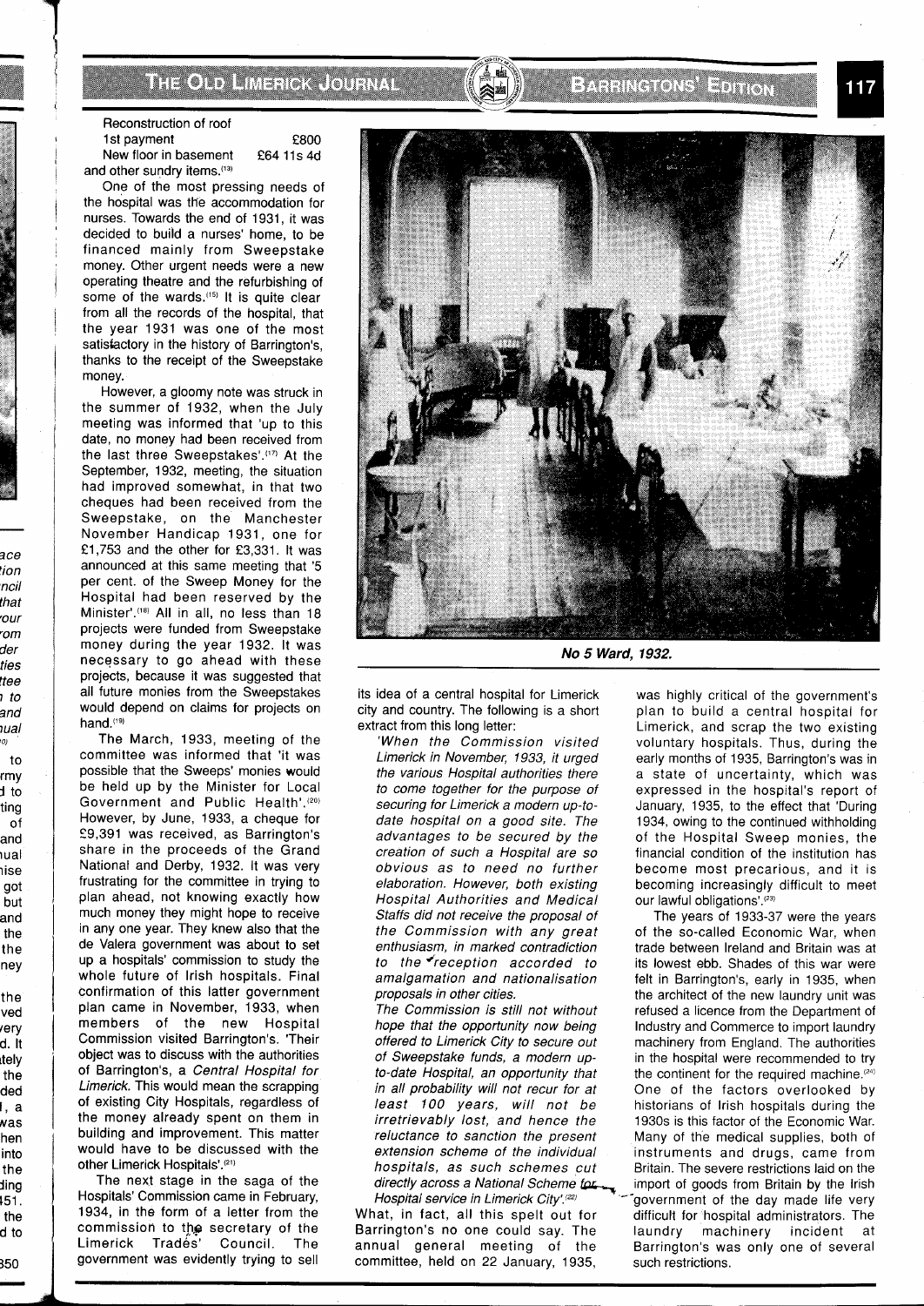Reconstruction of roof
1st payment £800
New floor in basement £64 11s 4d
and other sundry items.'[13]

One of the most pressing needs of the hospital was the accommodation for nurses. Towards the end of 1931, it was decided to build a nurses' home, to be financed mainly from Sweepstake money. Other urgent needs were a new operating theatre and the refurbishing of some of the wards.[15] It is quite clear from all the records of the hospital, that the year 1931 was one of the most satisfactory in the history of Barrington's, thanks to the receipt of the Sweepstake money.

However, a gloomy note was struck in the summer of 1932, when the July meeting was informed that 'up to this date, no money had been received from the last three Sweepstakes'.[17] At the September, 1932, meeting, the situation had improved somewhat, in that two cheques had been received from the Sweepstake, on the Manchester November Handicap 1931, one for £1,753 and the other for £3,331. It was announced at this same meeting that '5 per cent. of the Sweep Money for the Hospital had been reserved by the Minister'.[18] All in all, no less than 18 projects were funded from Sweepstake money during the year 1932. It was necessary to go ahead with these projects, because it was suggested that all future monies from the Sweepstakes would depend on claims for projects on hand.[19]

The March, 1933, meeting of the committee was informed that 'it was possible that the Sweeps' monies would be held up by the Minister for Local Government and Public Health'.[20] However, by June, 1933, a cheque for £9,391 was received, as Barrington's share in the proceeds of the Grand National and Derby, 1932. It was very frustrating for the committee in trying to plan ahead, not knowing exactly how much money they might hope to receive in any one year. They knew also that the de Valera government was about to set up a hospitals' commission to study the whole future of Irish hospitals. Final confirmation of this latter government plan came in November, 1933, when members of the new Hospital Commission visited Barrington's. 'Their object was to discuss with the authorities of Barrington's, a *Central Hospital for Limerick*. This would mean the scrapping of existing City Hospitals, regardless of the money already spent on them in building and improvement. This matter would have to be discussed with the other Limerick Hospitals'.[21]

The next stage in the saga of the Hospitals' Commission came in February, 1934, in the form of a letter from the commission to the secretary of the Limerick Trades' Council. The government was evidently trying to sell its idea of a central hospital for Limerick city and country. The following is a short extract from this long letter:

*'When the Commission visited Limerick in November, 1933, it urged the various Hospital authorities there to come together for the purpose of securing for Limerick a modern up-to-date hospital on a good site. The advantages to be secured by the creation of such a Hospital are so obvious as to need no further elaboration. However, both existing Hospital Authorities and Medical Staffs did not receive the proposal of the Commission with any great enthusiasm, in marked contradiction to the reception accorded to amalgamation and nationalisation proposals in other cities.*

*The Commission is still not without hope that the opportunity now being offered to Limerick City to secure out of Sweepstake funds, a modern up-to-date Hospital, an opportunity that in all probability will not recur for at least 100 years, will not be irretrievably lost, and hence the reluctance to sanction the present extension scheme of the individual hospitals, as such schemes cut directly across a National Scheme for Hospital service in Limerick City'.*[22]

What, in fact, all this spelt out for Barrington's no one could say. The annual general meeting of the committee, held on 22 January, 1935, was highly critical of the government's plan to build a central hospital for Limerick, and scrap the two existing voluntary hospitals. Thus, during the early months of 1935, Barrington's was in a state of uncertainty, which was expressed in the hospital's report of January, 1935, to the effect that 'During 1934, owing to the continued withholding of the Hospital Sweep monies, the financial condition of the institution has become most precarious, and it is becoming increasingly difficult to meet our lawful obligations'.[23]

The years of 1933-37 were the years of the so-called Economic War, when trade between Ireland and Britain was at its lowest ebb. Shades of this war were felt in Barrington's, early in 1935, when the architect of the new laundry unit was refused a licence from the Department of Industry and Commerce to import laundry machinery from England. The authorities in the hospital were recommended to try the continent for the required machine.[24] One of the factors overlooked by historians of Irish hospitals during the 1930s is this factor of the Economic War. Many of the medical supplies, both of instruments and drugs, came from Britain. The severe restrictions laid on the import of goods from Britain by the Irish government of the day made life very difficult for hospital administrators. The laundry machinery incident at Barrington's was only one of several such restrictions.

***No 5 Ward, 1932.***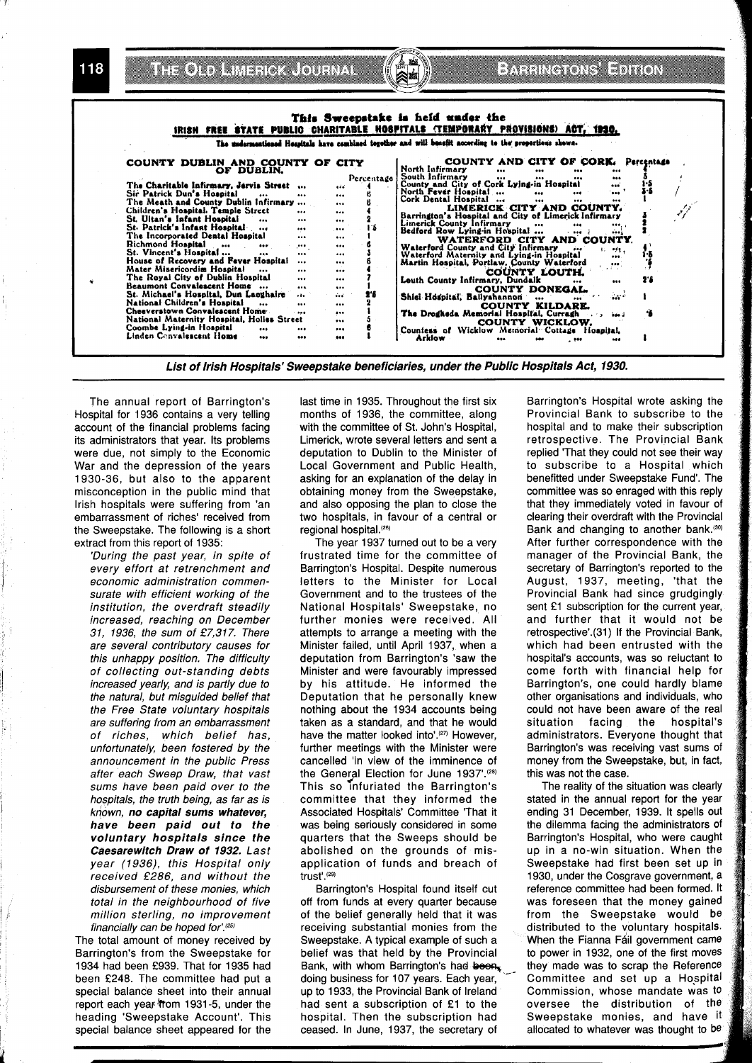**This Sweepstake is held under the IRISH FREE STATE PUBLIC CHARITABLE HOSPITALS (TEMPORARY PROVISIONS) ACT, 1930.**

The undermentioned Hospitals have combined together and will benefit according to the proportions shown.

| COUNTY DUBLIN AND COUNTY OF CITY OF DUBLIN. | Percentage |
|---|---|
| The Charitable Infirmary, Jervis Street ... | 4 |
| Sir Patrick Dun's Hospital ... | 6 |
| The Meath and County Dublin Infirmary ... | 8 |
| Children's Hospital, Temple Street | 4 |
| St. Ultan's Infant Hospital ... | 2 |
| St. Patrick's Infant Hospital ... | 1·5 |
| The Incorporated Dental Hospital ... | 1 |
| Richmond Hospital ... | 6 |
| St. Vincent's Hospital ... | 3 |
| House of Recovery and Fever Hospital ... | 6 |
| Mater Misericordiæ Hospital ... | 4 |
| The Royal City of Dublin Hospital ... | 7 |
| Beaumont Convalescent Home ... | 1 |
| St. Michael's Hospital, Dun Laoghaire ... | 2·5 |
| National Children's Hospital ... | 2 |
| Cheeverstown Convalescent Home ... | 1 |
| National Maternity Hospital, Holles Street ... | 5 |
| Coombe Lying-in Hospital ... | 6 |
| Linden Convalescent Home ... | 1 |

| COUNTY AND CITY OF CORK. | Percentage |
|---|---|
| North Infirmary ... | 4 |
| South Infirmary ... | 3 |
| County and City of Cork Lying-in Hospital ... | 1·5 |
| North Fever Hospital ... | 3·5 |
| Cork Dental Hospital ... | 1 |
| **LIMERICK CITY AND COUNTY.** | |
| Barrington's Hospital and City of Limerick Infirmary | 5 |
| Limerick County Infirmary ... | 2 |
| Bedford Row Lying-in Hospital ... | 2 |
| **WATERFORD CITY AND COUNTY.** | |
| Waterford County and City Infirmary ... | 4 |
| Waterford Maternity and Lying-in Hospital ... | 1·5 |
| Martin Hospital, Portlaw, County Waterford ... | ·5 |
| **COUNTY LOUTH.** | |
| Louth County Infirmary, Dundalk ... | 2·5 |
| **COUNTY DONEGAL.** | |
| Shiel Hospital, Ballyshannon ... | 1 |
| **COUNTY KILDARE.** | |
| The Drogheda Memorial Hospital, Curragh ... | ·5 |
| **COUNTY WICKLOW.** | |
| Countess of Wicklow Memorial Cottage Hospital, Arklow ... | 1 |

***List of Irish Hospitals' Sweepstake beneficiaries, under the Public Hospitals Act, 1930.***

The annual report of Barrington's Hospital for 1936 contains a very telling account of the financial problems facing its administrators that year. Its problems were due, not simply to the Economic War and the depression of the years 1930-36, but also to the apparent misconception in the public mind that Irish hospitals were suffering from 'an embarrassment of riches' received from the Sweepstake. The following is a short extract from this report of 1935:

*'During the past year, in spite of every effort at retrenchment and economic administration commensurate with efficient working of the institution, the overdraft steadily increased, reaching on December 31, 1936, the sum of £7,317. There are several contributory causes for this unhappy position. The difficulty of collecting out-standing debts increased yearly, and is partly due to the natural, but misguided belief that the Free State voluntary hospitals are suffering from an embarrassment of riches, which belief has, unfortunately, been fostered by the announcement in the public Press after each Sweep Draw, that vast sums have been paid over to the hospitals, the truth being, as far as is known,* ***no capital sums whatever, have been paid out to the voluntary hospitals since the Caesarewitch Draw of 1932.*** *Last year (1936), this Hospital only received £286, and without the disbursement of these monies, which total in the neighbourhood of five million sterling, no improvement financially can be hoped for'.*[25]

The total amount of money received by Barrington's from the Sweepstake for 1934 had been £939. That for 1935 had been £248. The committee had put a special balance sheet into their annual report each year from 1931-5, under the heading 'Sweepstake Account'. This special balance sheet appeared for the last time in 1935. Throughout the first six months of 1936, the committee, along with the committee of St. John's Hospital, Limerick, wrote several letters and sent a deputation to Dublin to the Minister of Local Government and Public Health, asking for an explanation of the delay in obtaining money from the Sweepstake, and also opposing the plan to close the two hospitals, in favour of a central or regional hospital.[26]

The year 1937 turned out to be a very frustrated time for the committee of Barrington's Hospital. Despite numerous letters to the Minister for Local Government and to the trustees of the National Hospitals' Sweepstake, no further monies were received. All attempts to arrange a meeting with the Minister failed, until April 1937, when a deputation from Barrington's 'saw the Minister and were favourably impressed by his attitude. He informed the Deputation that he personally knew nothing about the 1934 accounts being taken as a standard, and that he would have the matter looked into'.[27] However, further meetings with the Minister were cancelled 'in view of the imminence of the General Election for June 1937'.[28] This so infuriated the Barrington's committee that they informed the Associated Hospitals' Committee 'That it was being seriously considered in some quarters that the Sweeps should be abolished on the grounds of misapplication of funds and breach of trust'.[29]

Barrington's Hospital found itself cut off from funds at every quarter because of the belief generally held that it was receiving substantial monies from the Sweepstake. A typical example of such a belief was that held by the Provincial Bank, with whom Barrington's had been doing business for 107 years. Each year, up to 1933, the Provincial Bank of Ireland had sent a subscription of £1 to the hospital. Then the subscription had ceased. In June, 1937, the secretary of Barrington's Hospital wrote asking the Provincial Bank to subscribe to the hospital and to make their subscription retrospective. The Provincial Bank replied 'That they could not see their way to subscribe to a Hospital which benefitted under Sweepstake Fund'. The committee was so enraged with this reply that they immediately voted in favour of clearing their overdraft with the Provincial Bank and changing to another bank.[30] After further correspondence with the manager of the Provincial Bank, the secretary of Barrington's reported to the August, 1937, meeting, 'that the Provincial Bank had since grudgingly sent £1 subscription for the current year, and further that it would not be retrospective'.(31) If the Provincial Bank, which had been entrusted with the hospital's accounts, was so reluctant to come forth with financial help for Barrington's, one could hardly blame other organisations and individuals, who could not have been aware of the real situation facing the hospital's administrators. Everyone thought that Barrington's was receiving vast sums of money from the Sweepstake, but, in fact, this was not the case.

The reality of the situation was clearly stated in the annual report for the year ending 31 December, 1939. It spells out the dilemma facing the administrators of Barrington's Hospital, who were caught up in a no-win situation. When the Sweepstake had first been set up in 1930, under the Cosgrave government, a reference committee had been formed. It was foreseen that the money gained from the Sweepstake would be distributed to the voluntary hospitals. When the Fianna Fáil government came to power in 1932, one of the first moves they made was to scrap the Reference Committee and set up a Hospital Commission, whose mandate was to oversee the distribution of the Sweepstake monies, and have it allocated to whatever was thought to be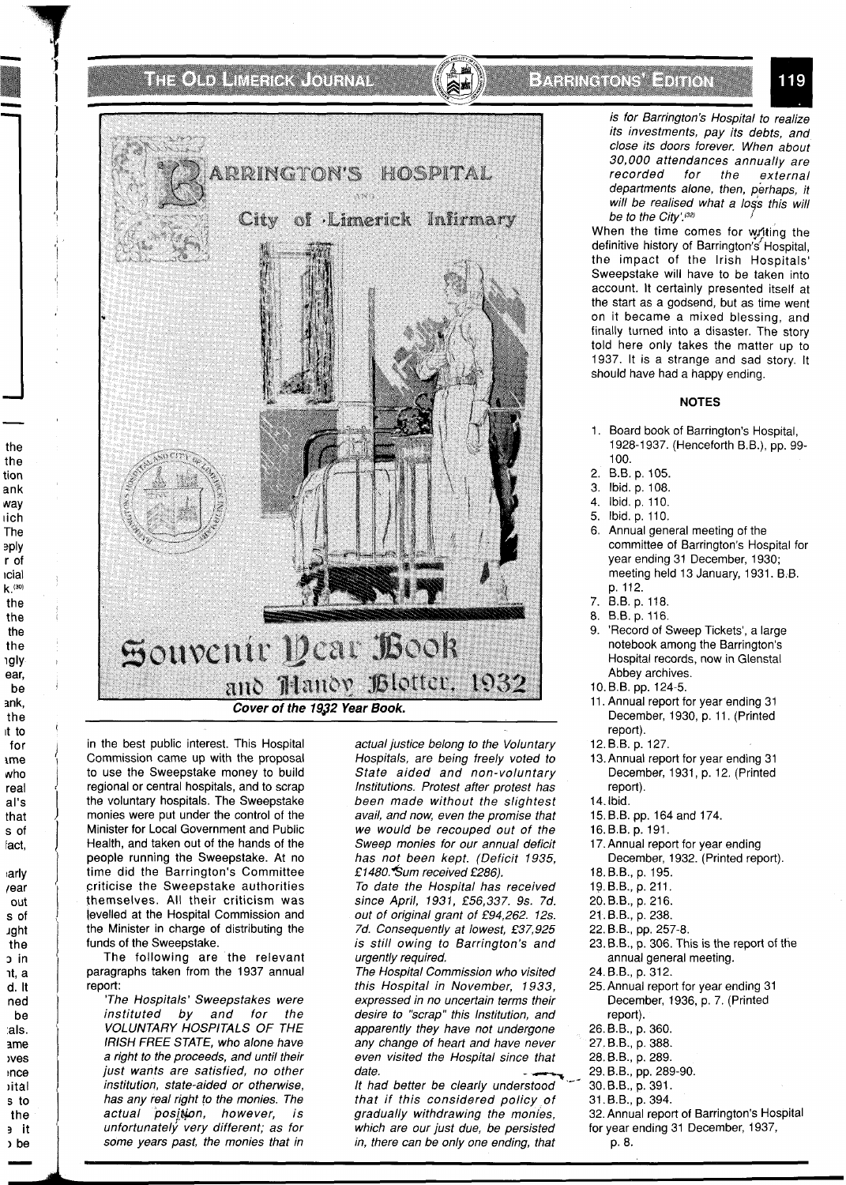Cover of the 1932 Year Book.

in the best public interest. This Hospital Commission came up with the proposal to use the Sweepstake money to build regional or central hospitals, and to scrap the voluntary hospitals. The Sweepstake monies were put under the control of the Minister for Local Government and Public Health, and taken out of the hands of the people running the Sweepstake. At no time did the Barrington's Committee criticise the Sweepstake authorities themselves. All their criticism was levelled at the Hospital Commission and the Minister in charge of distributing the funds of the Sweepstake.

The following are the relevant paragraphs taken from the 1937 annual report:

*'The Hospitals' Sweepstakes were instituted by and for the VOLUNTARY HOSPITALS OF THE IRISH FREE STATE, who alone have a right to the proceeds, and until their just wants are satisfied, no other institution, state-aided or otherwise, has any real right to the monies. The actual position, however, is unfortunately very different; as for some years past, the monies that in actual justice belong to the Voluntary Hospitals, are being freely voted to State aided and non-voluntary Institutions. Protest after protest has been made without the slightest avail, and now, even the promise that we would be recouped out of the Sweep monies for our annual deficit has not been kept. (Deficit 1935, £1480. Sum received £286).*

*To date the Hospital has received since April, 1931, £56,337. 9s. 7d. out of original grant of £94,262. 12s. 7d. Consequently at lowest, £37,925 is still owing to Barrington's and urgently required.*

*The Hospital Commission who visited this Hospital in November, 1933, expressed in no uncertain terms their desire to "scrap" this Institution, and apparently they have not undergone any change of heart and have never even visited the Hospital since that date.*

*It had better be clearly understood that if this considered policy of gradually withdrawing the monies, which are our just due, be persisted in, there can be only one ending, that is for Barrington's Hospital to realize its investments, pay its debts, and close its doors forever. When about 30,000 attendances annually are recorded for the external departments alone, then, perhaps, it will be realised what a loss this will be to the City'.*[32]

When the time comes for writing the definitive history of Barrington's Hospital, the impact of the Irish Hospitals' Sweepstake will have to be taken into account. It certainly presented itself at the start as a godsend, but as time went on it became a mixed blessing, and finally turned into a disaster. The story told here only takes the matter up to 1937. It is a strange and sad story. It should have had a happy ending.

## NOTES

1. Board book of Barrington's Hospital, 1928-1937. (Henceforth B.B.), pp. 99-100.
2. B.B. p. 105.
3. Ibid. p. 108.
4. Ibid. p. 110.
5. Ibid. p. 110.
6. Annual general meeting of the committee of Barrington's Hospital for year ending 31 December, 1930; meeting held 13 January, 1931. B.B. p. 112.
7. B.B. p. 118.
8. B.B. p. 116.
9. 'Record of Sweep Tickets', a large notebook among the Barrington's Hospital records, now in Glenstal Abbey archives.
10. B.B. pp. 124-5.
11. Annual report for year ending 31 December, 1930, p. 11. (Printed report).
12. B.B. p. 127.
13. Annual report for year ending 31 December, 1931, p. 12. (Printed report).
14. Ibid.
15. B.B. pp. 164 and 174.
16. B.B. p. 191.
17. Annual report for year ending December, 1932. (Printed report).
18. B.B., p. 195.
19. B.B., p. 211.
20. B.B., p. 216.
21. B.B., p. 238.
22. B.B., pp. 257-8.
23. B.B., p. 306. This is the report of the annual general meeting.
24. B.B., p. 312.
25. Annual report for year ending 31 December, 1936, p. 7. (Printed report).
26. B.B., p. 360.
27. B.B., p. 388.
28. B.B., p. 289.
29. B.B., pp. 289-90.
30. B.B., p. 391.
31. B.B., p. 394.
32. Annual report of Barrington's Hospital for year ending 31 December, 1937, p. 8.